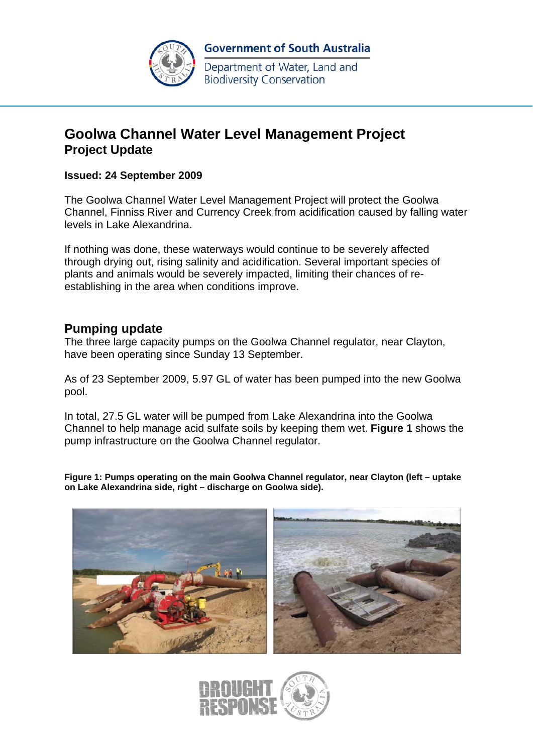Government of South Australia

Department of Water, Land and Biodiversity Conservation

# Goolwa Channel Water Level Management Project

## Project Update

**Issued: 24 September 2009**

The Goolwa Channel Water Level Management Project will protect the Goolwa Channel, Finniss River and Currency Creek from acidification caused by falling water levels in Lake Alexandrina.

If nothing was done, these waterways would continue to be severely affected through drying out, rising salinity and acidification. Several important species of plants and animals would be severely impacted, limiting their chances of re-establishing in the area when conditions improve.

## Pumping update

The three large capacity pumps on the Goolwa Channel regulator, near Clayton, have been operating since Sunday 13 September.

As of 23 September 2009, 5.97 GL of water has been pumped into the new Goolwa pool.

In total, 27.5 GL water will be pumped from Lake Alexandrina into the Goolwa Channel to help manage acid sulfate soils by keeping them wet. **Figure 1** shows the pump infrastructure on the Goolwa Channel regulator.

**Figure 1: Pumps operating on the main Goolwa Channel regulator, near Clayton (left – uptake on Lake Alexandrina side, right – discharge on Goolwa side).**

DROUGHT RESPONSE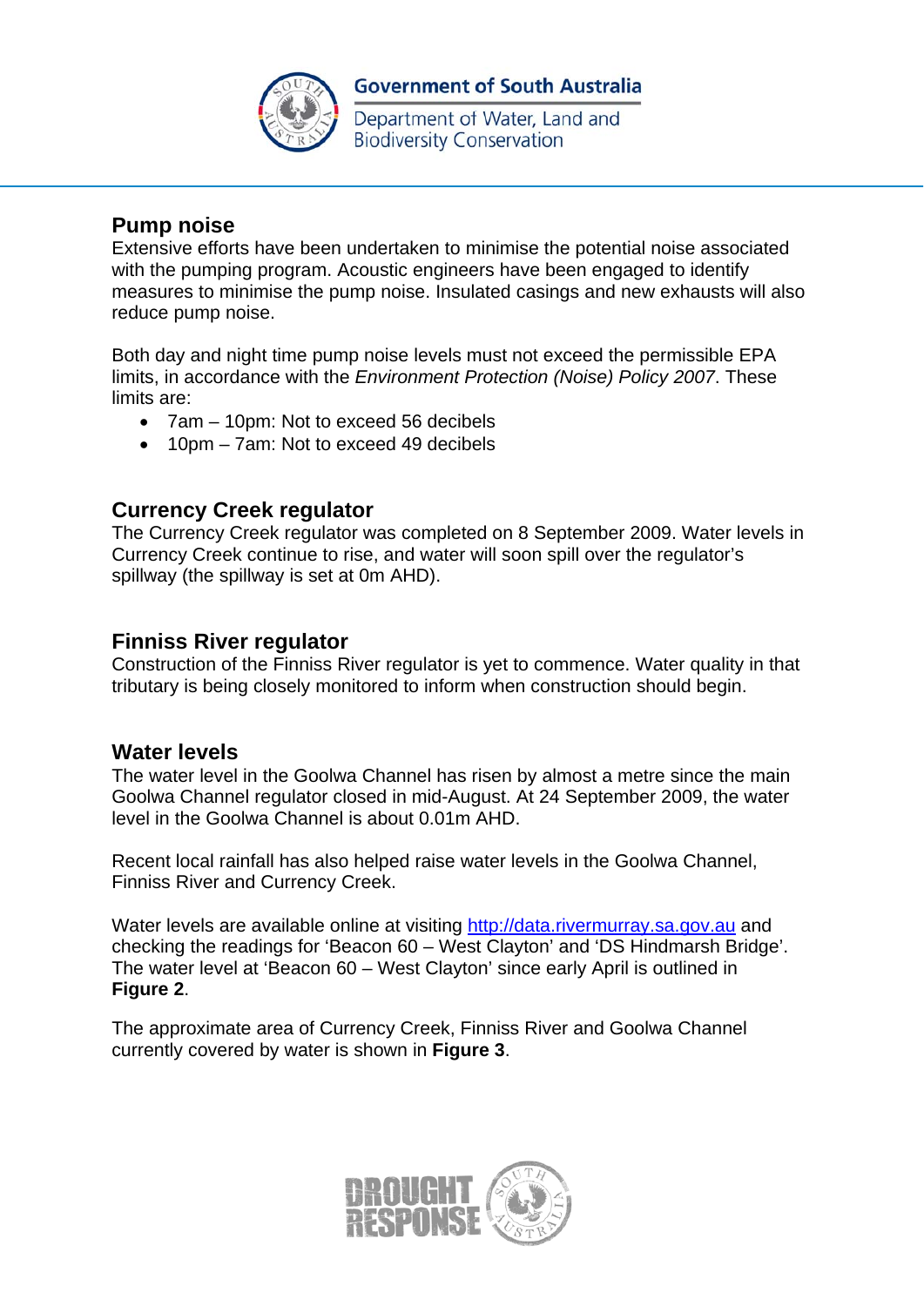## Pump noise

Extensive efforts have been undertaken to minimise the potential noise associated with the pumping program. Acoustic engineers have been engaged to identify measures to minimise the pump noise. Insulated casings and new exhausts will also reduce pump noise.

Both day and night time pump noise levels must not exceed the permissible EPA limits, in accordance with the *Environment Protection (Noise) Policy 2007*. These limits are:

- 7am – 10pm: Not to exceed 56 decibels
- 10pm – 7am: Not to exceed 49 decibels

## Currency Creek regulator

The Currency Creek regulator was completed on 8 September 2009. Water levels in Currency Creek continue to rise, and water will soon spill over the regulator's spillway (the spillway is set at 0m AHD).

## Finniss River regulator

Construction of the Finniss River regulator is yet to commence. Water quality in that tributary is being closely monitored to inform when construction should begin.

## Water levels

The water level in the Goolwa Channel has risen by almost a metre since the main Goolwa Channel regulator closed in mid-August. At 24 September 2009, the water level in the Goolwa Channel is about 0.01m AHD.

Recent local rainfall has also helped raise water levels in the Goolwa Channel, Finniss River and Currency Creek.

Water levels are available online at visiting http://data.rivermurray.sa.gov.au and checking the readings for 'Beacon 60 – West Clayton' and 'DS Hindmarsh Bridge'. The water level at 'Beacon 60 – West Clayton' since early April is outlined in **Figure 2**.

The approximate area of Currency Creek, Finniss River and Goolwa Channel currently covered by water is shown in **Figure 3**.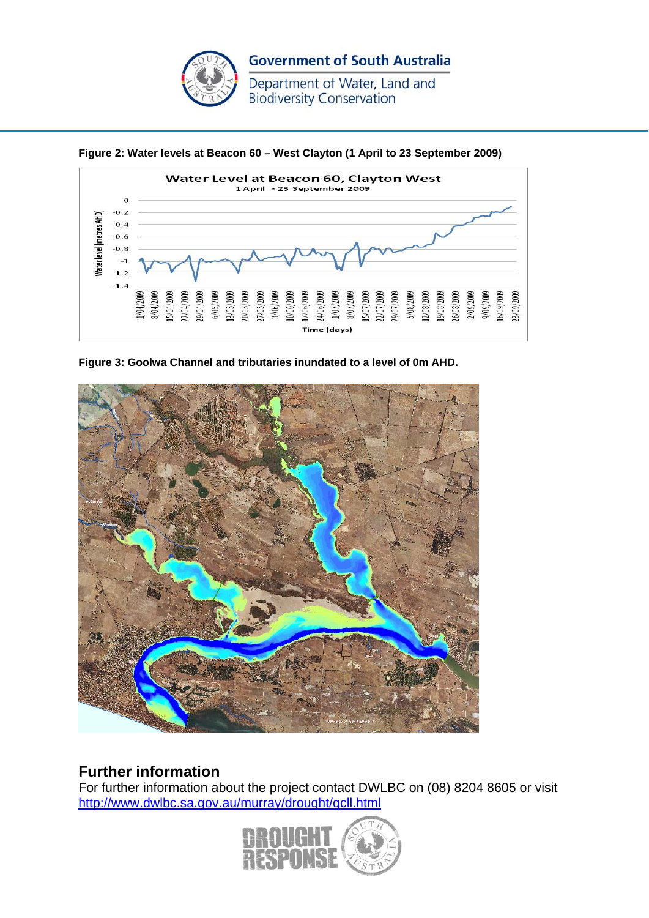Figure 2: Water levels at Beacon 60 – West Clayton (1 April to 23 September 2009)

Water Level at Beacon 60, Clayton West
1 April - 23 September 2009

Water level (metres AHD)

0
-0.2
-0.4
-0.6
-0.8
-1
-1.2
-1.4

1/04/2009
8/04/2009
15/04/2009
22/04/2009
29/04/2009
6/05/2009
13/05/2009
20/05/2009
27/05/2009
3/06/2009
10/06/2009
17/06/2009
24/06/2009
1/07/2009
8/07/2009
15/07/2009
22/07/2009
29/07/2009
5/08/2009
12/08/2009
19/08/2009
26/08/2009
2/09/2009
9/09/2009
16/09/2009
23/09/2009

Time (days)

Figure 3: Goolwa Channel and tributaries inundated to a level of 0m AHD.

## Further information

For further information about the project contact DWLBC on (08) 8204 8605 or visit http://www.dwlbc.sa.gov.au/murray/drought/gcll.html